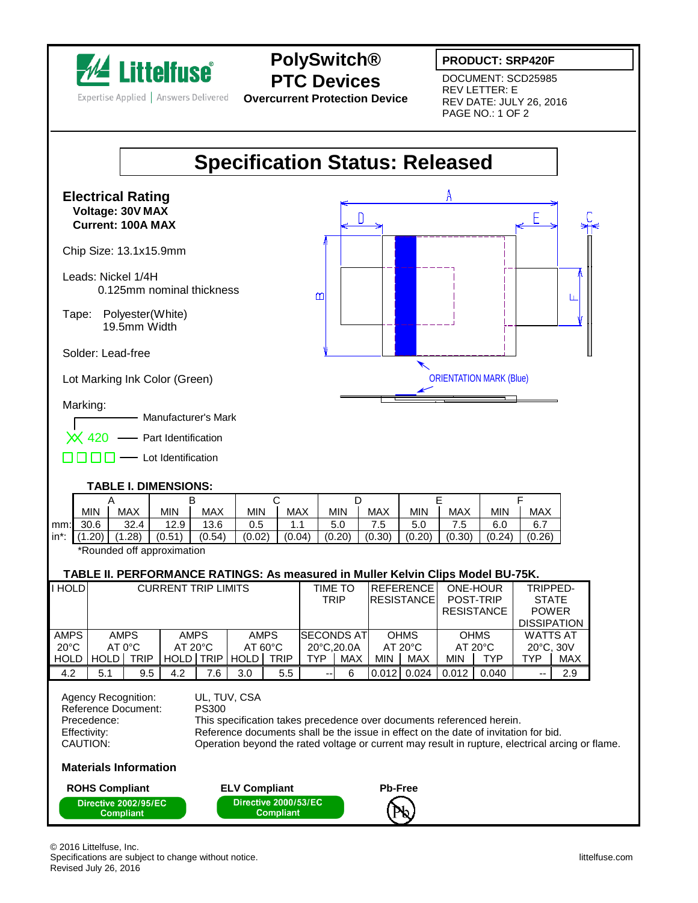**Littelfuse** Expertise Applied | Answers Delivered

# PolySwitch® PTC Devices

**Overcurrent Protection Device**

**PRODUCT: SRP420F**

DOCUMENT: SCD25985
REV LETTER: E
REV DATE: JULY 26, 2016

# Specification Status: Released

## Electrical Rating

**Voltage: 30V MAX**
**Current: 100A MAX**

Chip Size: 13.1x15.9mm

Leads: Nickel 1/4H
0.125mm nominal thickness

Tape: Polyester(White)
19.5mm Width

Solder: Lead-free

Lot Marking Ink Color (Green)

Marking:

- Manufacturer's Mark
- 420 — Part Identification
- □□□□ — Lot Identification

ORIENTATION MARK (Blue)

### TABLE I. DIMENSIONS:

| | A | | B | | C | | D | | E | | F | |
|---|---|---|---|---|---|---|---|---|---|---|---|---|
| | MIN | MAX | MIN | MAX | MIN | MAX | MIN | MAX | MIN | MAX | MIN | MAX |
| mm: | 30.6 | 32.4 | 12.9 | 13.6 | 0.5 | 1.1 | 5.0 | 7.5 | 5.0 | 7.5 | 6.0 | 6.7 |
| in*: | (1.20) | (1.28) | (0.51) | (0.54) | (0.02) | (0.04) | (0.20) | (0.30) | (0.20) | (0.30) | (0.24) | (0.26) |

*Rounded off approximation

### TABLE II. PERFORMANCE RATINGS: As measured in Muller Kelvin Clips Model BU-75K.

| I HOLD | CURRENT TRIP LIMITS | | | | | | TIME TO TRIP | | REFERENCE RESISTANCE | | ONE-HOUR POST-TRIP RESISTANCE | | TRIPPED-STATE POWER DISSIPATION | |
|---|---|---|---|---|---|---|---|---|---|---|---|---|---|---|
| AMPS 20°C | AMPS AT 0°C | | AMPS AT 20°C | | AMPS AT 60°C | | SECONDS AT 20°C,20.0A | | OHMS AT 20°C | | OHMS AT 20°C | | WATTS AT 20°C, 30V | |
| HOLD | HOLD | TRIP | HOLD | TRIP | HOLD | TRIP | TYP | MAX | MIN | MAX | MIN | TYP | TYP | MAX |
| 4.2 | 5.1 | 9.5 | 4.2 | 7.6 | 3.0 | 5.5 | -- | 6 | 0.012 | 0.024 | 0.012 | 0.040 | -- | 2.9 |

Agency Recognition: UL, TUV, CSA
Reference Document: PS300
Precedence: This specification takes precedence over documents referenced herein.
Effectivity: Reference documents shall be the issue in effect on the date of invitation for bid.
CAUTION: Operation beyond the rated voltage or current may result in rupture, electrical arcing or flame.

### Materials Information

**ROHS Compliant** — Directive 2002/95/EC Compliant

**ELV Compliant** — Directive 2000/53/EC Compliant

**Pb-Free**

© 2016 Littelfuse, Inc.
Specifications are subject to change without notice.
Revised July 26, 2016

littelfuse.com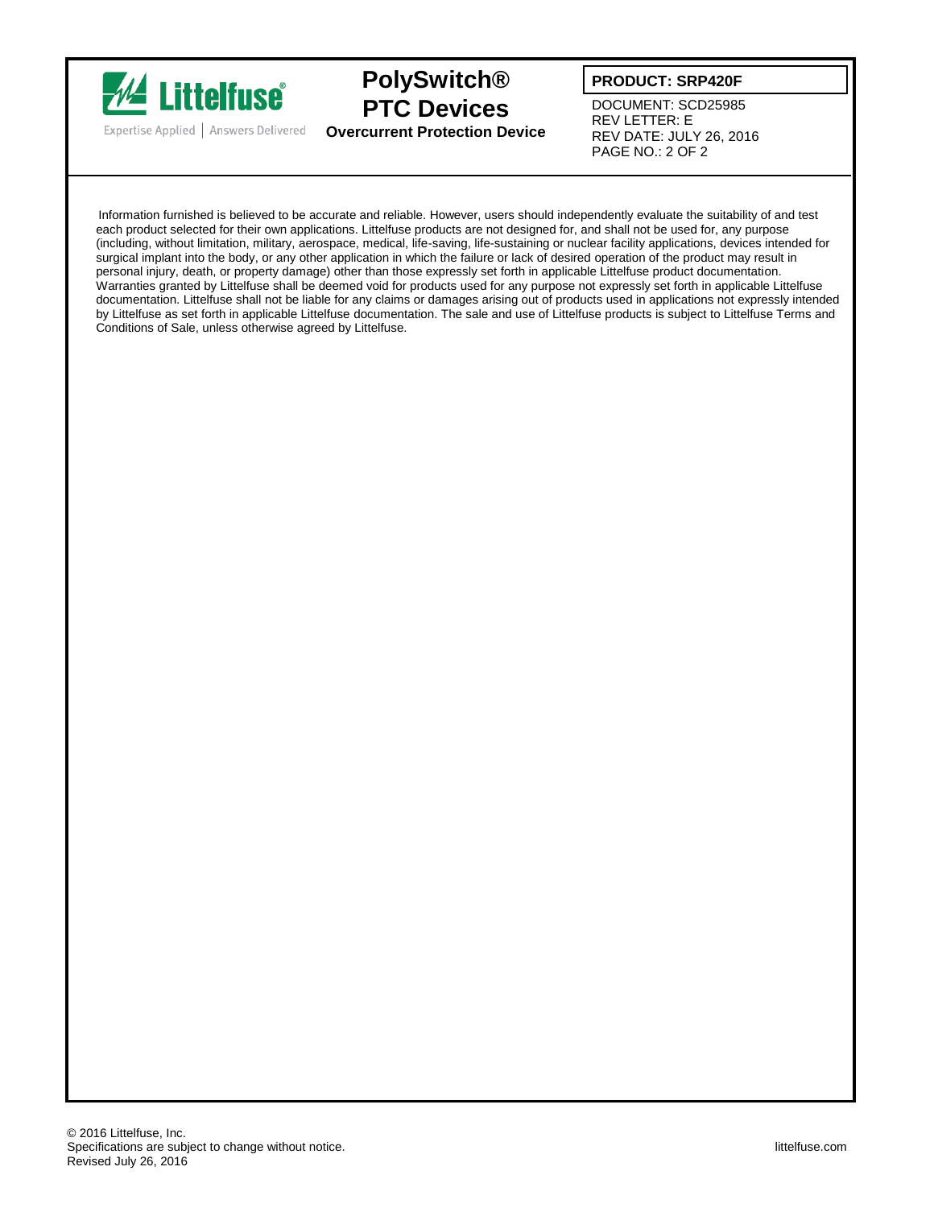Information furnished is believed to be accurate and reliable. However, users should independently evaluate the suitability of and test each product selected for their own applications. Littelfuse products are not designed for, and shall not be used for, any purpose (including, without limitation, military, aerospace, medical, life-saving, life-sustaining or nuclear facility applications, devices intended for surgical implant into the body, or any other application in which the failure or lack of desired operation of the product may result in personal injury, death, or property damage) other than those expressly set forth in applicable Littelfuse product documentation. Warranties granted by Littelfuse shall be deemed void for products used for any purpose not expressly set forth in applicable Littelfuse documentation. Littelfuse shall not be liable for any claims or damages arising out of products used in applications not expressly intended by Littelfuse as set forth in applicable Littelfuse documentation. The sale and use of Littelfuse products is subject to Littelfuse Terms and Conditions of Sale, unless otherwise agreed by Littelfuse.